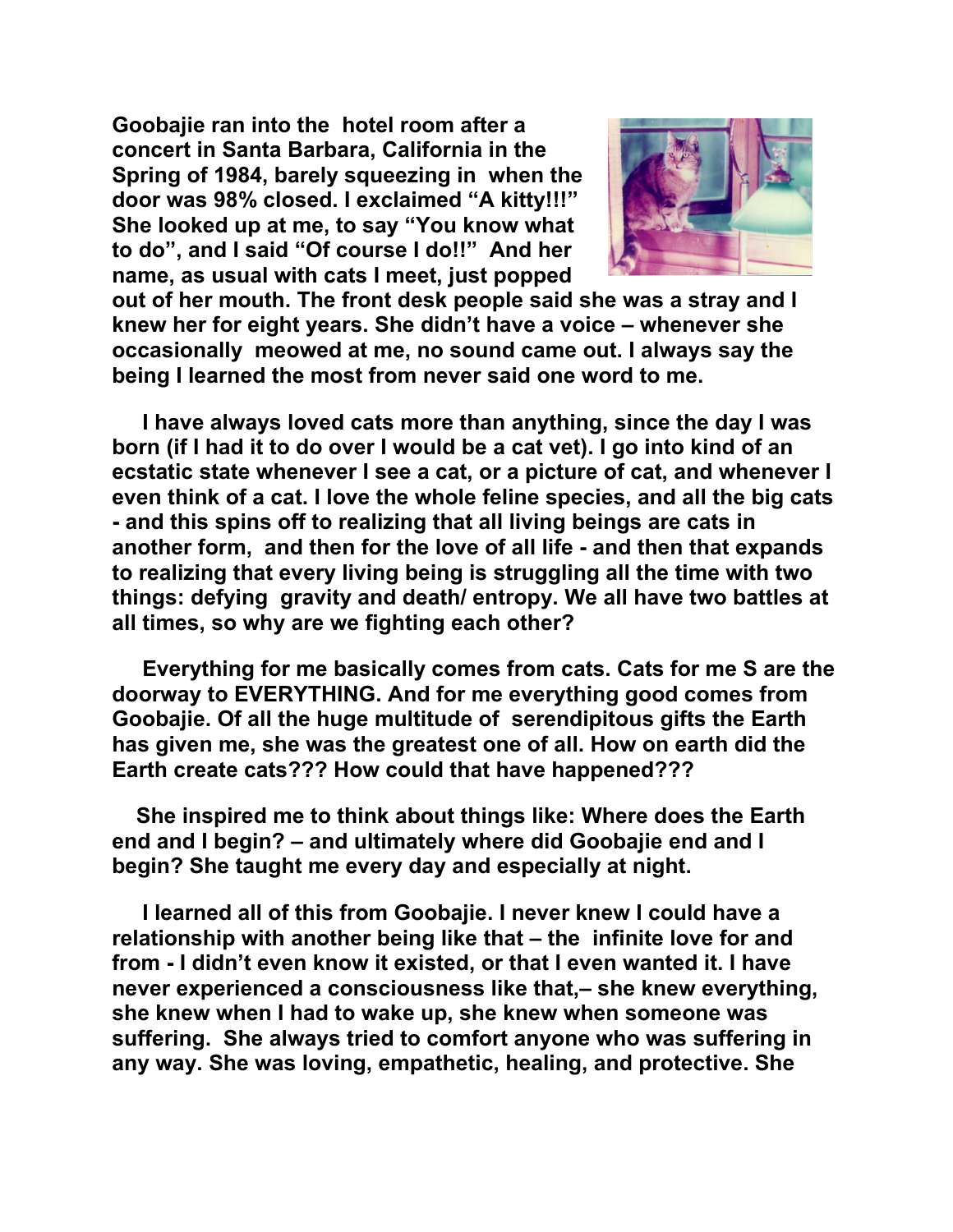**Goobajie ran into the hotel room after a concert in Santa Barbara, California in the Spring of 1984, barely squeezing in when the door was 98% closed. I exclaimed "A kitty!!!" She looked up at me, to say "You know what to do", and I said "Of course I do!!" And her name, as usual with cats I meet, just popped out of her mouth. The front desk people said she was a stray and I knew her for eight years. She didn't have a voice – whenever she occasionally meowed at me, no sound came out. I always say the being I learned the most from never said one word to me.**

**I have always loved cats more than anything, since the day I was born (if I had it to do over I would be a cat vet). I go into kind of an ecstatic state whenever I see a cat, or a picture of cat, and whenever I even think of a cat. I love the whole feline species, and all the big cats - and this spins off to realizing that all living beings are cats in another form, and then for the love of all life - and then that expands to realizing that every living being is struggling all the time with two things: defying gravity and death/ entropy. We all have two battles at all times, so why are we fighting each other?**

**Everything for me basically comes from cats. Cats for me S are the doorway to EVERYTHING. And for me everything good comes from Goobajie. Of all the huge multitude of serendipitous gifts the Earth has given me, she was the greatest one of all. How on earth did the Earth create cats??? How could that have happened???**

**She inspired me to think about things like: Where does the Earth end and I begin? – and ultimately where did Goobajie end and I begin? She taught me every day and especially at night.**

**I learned all of this from Goobajie. I never knew I could have a relationship with another being like that – the infinite love for and from - I didn't even know it existed, or that I even wanted it. I have never experienced a consciousness like that,– she knew everything, she knew when I had to wake up, she knew when someone was suffering. She always tried to comfort anyone who was suffering in any way. She was loving, empathetic, healing, and protective. She**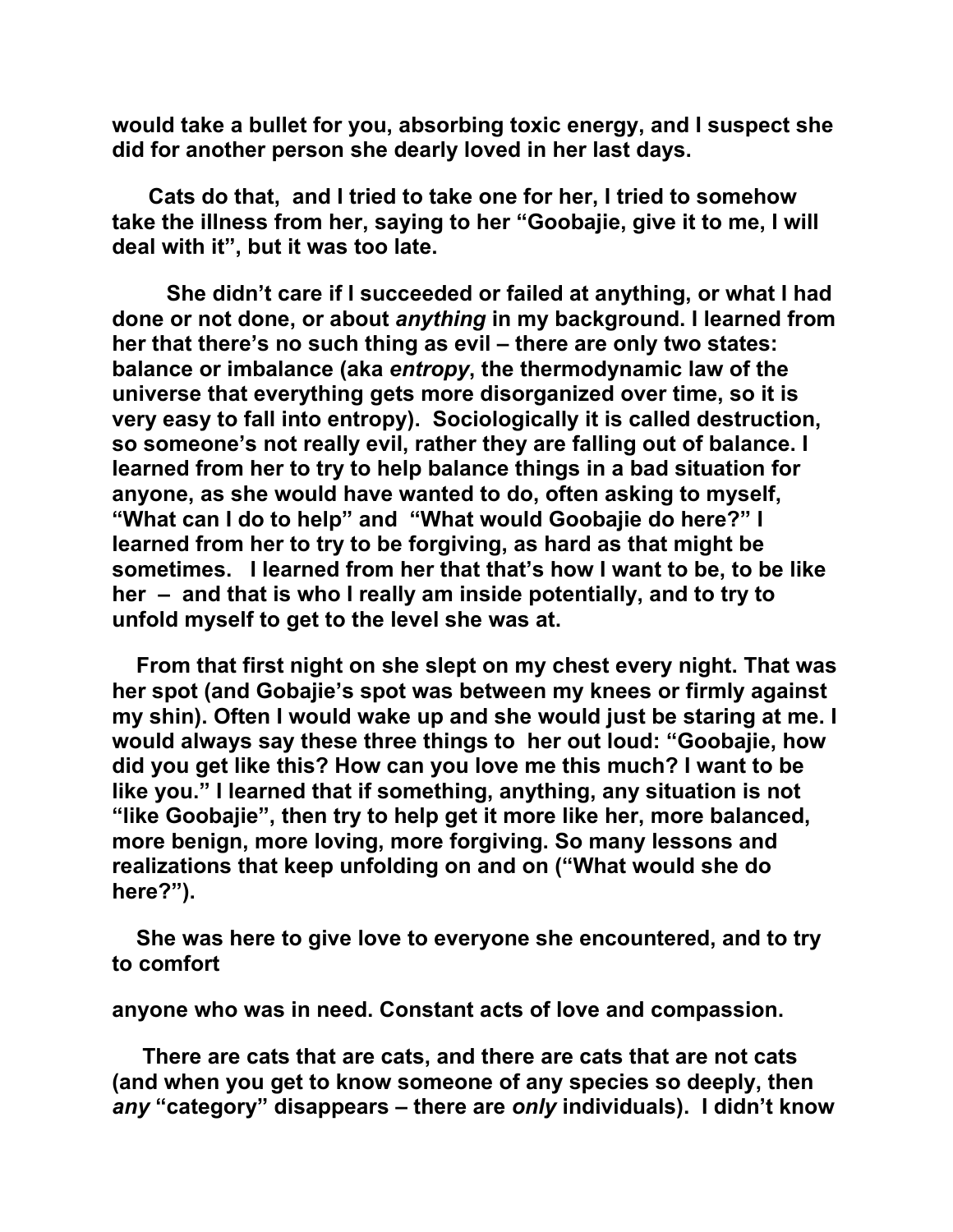**would take a bullet for you, absorbing toxic energy, and I suspect she did for another person she dearly loved in her last days.**

**Cats do that, and I tried to take one for her, I tried to somehow take the illness from her, saying to her "Goobajie, give it to me, I will deal with it", but it was too late.**

**She didn't care if I succeeded or failed at anything, or what I had done or not done, or about *anything* in my background. I learned from her that there's no such thing as evil – there are only two states: balance or imbalance (aka *entropy*, the thermodynamic law of the universe that everything gets more disorganized over time, so it is very easy to fall into entropy). Sociologically it is called destruction, so someone's not really evil, rather they are falling out of balance. I learned from her to try to help balance things in a bad situation for anyone, as she would have wanted to do, often asking to myself, "What can I do to help" and "What would Goobajie do here?" I learned from her to try to be forgiving, as hard as that might be sometimes. I learned from her that that's how I want to be, to be like her – and that is who I really am inside potentially, and to try to unfold myself to get to the level she was at.**

**From that first night on she slept on my chest every night. That was her spot (and Gobajie's spot was between my knees or firmly against my shin). Often I would wake up and she would just be staring at me. I would always say these three things to her out loud: "Goobajie, how did you get like this? How can you love me this much? I want to be like you." I learned that if something, anything, any situation is not "like Goobajie", then try to help get it more like her, more balanced, more benign, more loving, more forgiving. So many lessons and realizations that keep unfolding on and on ("What would she do here?").**

**She was here to give love to everyone she encountered, and to try to comfort anyone who was in need. Constant acts of love and compassion.**

**There are cats that are cats, and there are cats that are not cats (and when you get to know someone of any species so deeply, then *any* "category" disappears – there are *only* individuals). I didn't know**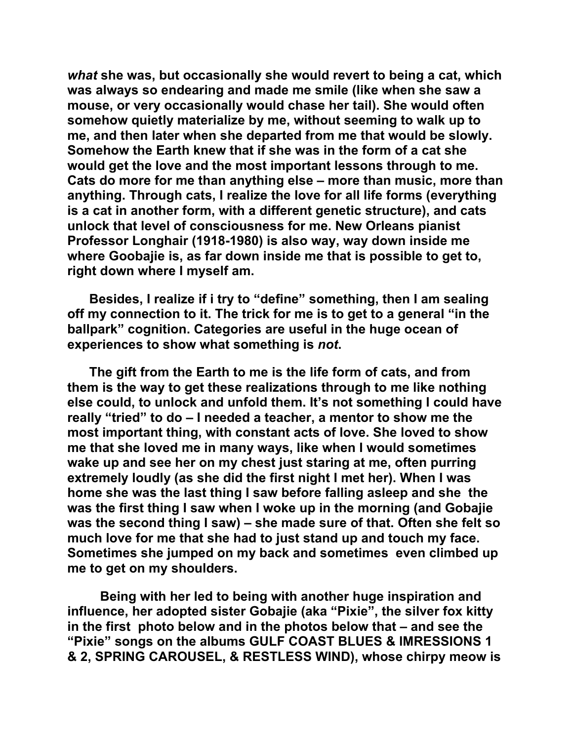***what*** **she was, but occasionally she would revert to being a cat, which was always so endearing and made me smile (like when she saw a mouse, or very occasionally would chase her tail). She would often somehow quietly materialize by me, without seeming to walk up to me, and then later when she departed from me that would be slowly. Somehow the Earth knew that if she was in the form of a cat she would get the love and the most important lessons through to me. Cats do more for me than anything else – more than music, more than anything. Through cats, I realize the love for all life forms (everything is a cat in another form, with a different genetic structure), and cats unlock that level of consciousness for me. New Orleans pianist Professor Longhair (1918-1980) is also way, way down inside me where Goobajie is, as far down inside me that is possible to get to, right down where I myself am.**

**Besides, I realize if i try to "define" something, then I am sealing off my connection to it. The trick for me is to get to a general "in the ballpark" cognition. Categories are useful in the huge ocean of experiences to show what something is** ***not*****.**

**The gift from the Earth to me is the life form of cats, and from them is the way to get these realizations through to me like nothing else could, to unlock and unfold them. It's not something I could have really "tried" to do – I needed a teacher, a mentor to show me the most important thing, with constant acts of love. She loved to show me that she loved me in many ways, like when I would sometimes wake up and see her on my chest just staring at me, often purring extremely loudly (as she did the first night I met her). When I was home she was the last thing I saw before falling asleep and she the was the first thing I saw when I woke up in the morning (and Gobajie was the second thing I saw) – she made sure of that. Often she felt so much love for me that she had to just stand up and touch my face. Sometimes she jumped on my back and sometimes even climbed up me to get on my shoulders.**

**Being with her led to being with another huge inspiration and influence, her adopted sister Gobajie (aka "Pixie", the silver fox kitty in the first photo below and in the photos below that – and see the "Pixie" songs on the albums GULF COAST BLUES & IMRESSIONS 1 & 2, SPRING CAROUSEL, & RESTLESS WIND), whose chirpy meow is**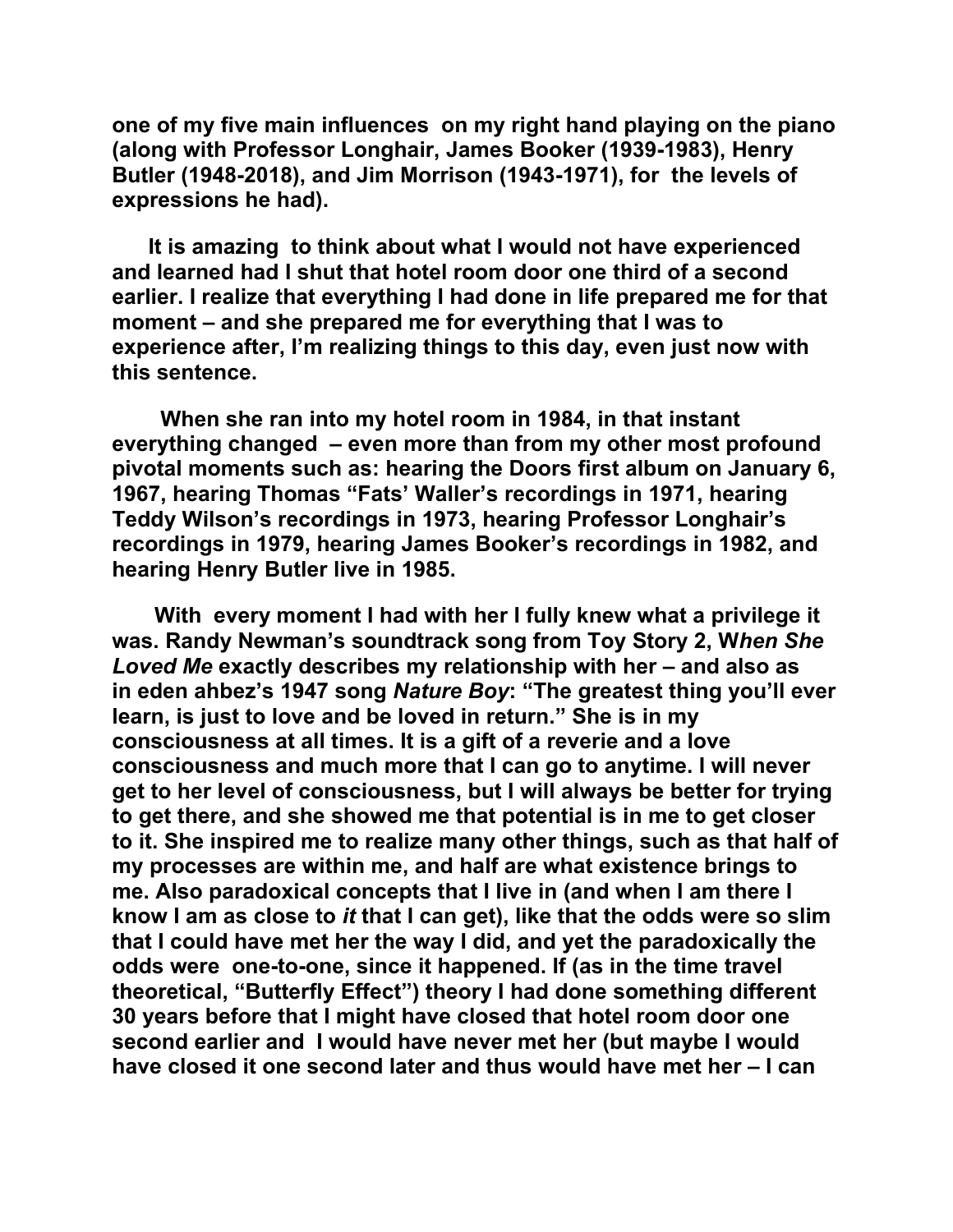**one of my five main influences on my right hand playing on the piano (along with Professor Longhair, James Booker (1939-1983), Henry Butler (1948-2018), and Jim Morrison (1943-1971), for the levels of expressions he had).**

**It is amazing to think about what I would not have experienced and learned had I shut that hotel room door one third of a second earlier. I realize that everything I had done in life prepared me for that moment – and she prepared me for everything that I was to experience after, I'm realizing things to this day, even just now with this sentence.**

**When she ran into my hotel room in 1984, in that instant everything changed – even more than from my other most profound pivotal moments such as: hearing the Doors first album on January 6, 1967, hearing Thomas "Fats' Waller's recordings in 1971, hearing Teddy Wilson's recordings in 1973, hearing Professor Longhair's recordings in 1979, hearing James Booker's recordings in 1982, and hearing Henry Butler live in 1985.**

**With every moment I had with her I fully knew what a privilege it was. Randy Newman's soundtrack song from Toy Story 2, W*hen She Loved Me* exactly describes my relationship with her – and also as in eden ahbez's 1947 song *Nature Boy*: "The greatest thing you'll ever learn, is just to love and be loved in return." She is in my consciousness at all times. It is a gift of a reverie and a love consciousness and much more that I can go to anytime. I will never get to her level of consciousness, but I will always be better for trying to get there, and she showed me that potential is in me to get closer to it. She inspired me to realize many other things, such as that half of my processes are within me, and half are what existence brings to me. Also paradoxical concepts that I live in (and when I am there I know I am as close to *it* that I can get), like that the odds were so slim that I could have met her the way I did, and yet the paradoxically the odds were one-to-one, since it happened. If (as in the time travel theoretical, "Butterfly Effect") theory I had done something different 30 years before that I might have closed that hotel room door one second earlier and I would have never met her (but maybe I would have closed it one second later and thus would have met her – I can**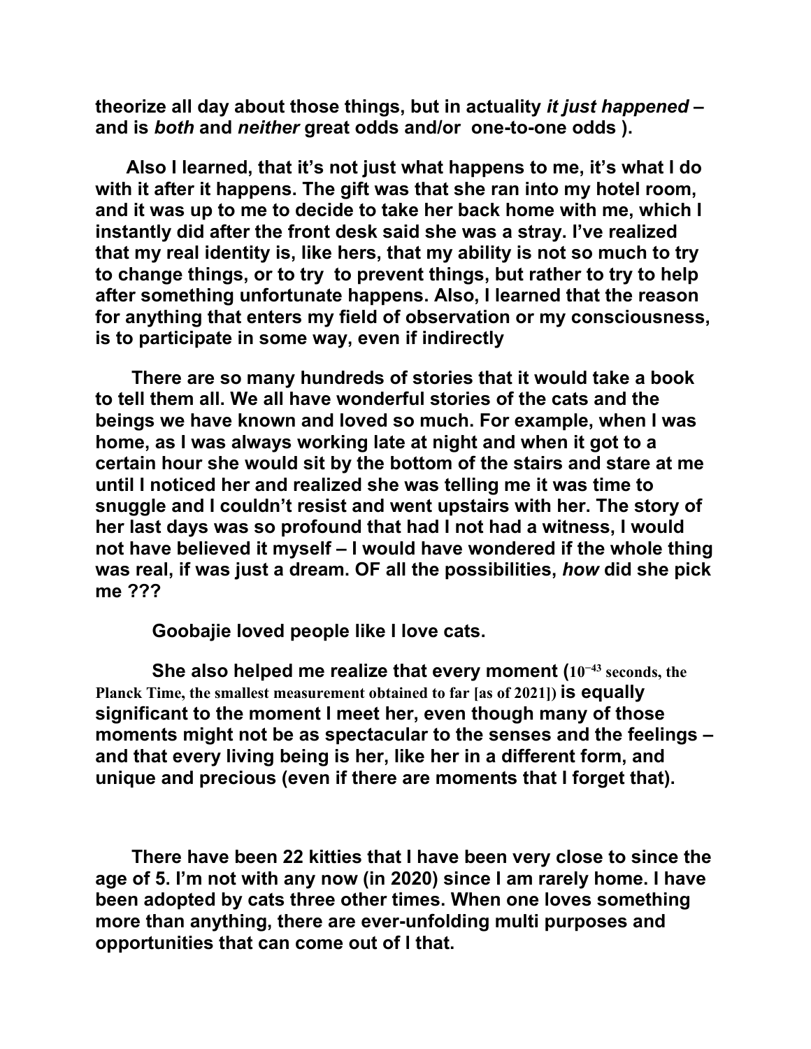**theorize all day about those things, but in actuality *it just happened* – and is *both* and *neither* great odds and/or one-to-one odds ).**

**Also I learned, that it's not just what happens to me, it's what I do with it after it happens. The gift was that she ran into my hotel room, and it was up to me to decide to take her back home with me, which I instantly did after the front desk said she was a stray. I've realized that my real identity is, like hers, that my ability is not so much to try to change things, or to try to prevent things, but rather to try to help after something unfortunate happens. Also, I learned that the reason for anything that enters my field of observation or my consciousness, is to participate in some way, even if indirectly**

**There are so many hundreds of stories that it would take a book to tell them all. We all have wonderful stories of the cats and the beings we have known and loved so much. For example, when I was home, as I was always working late at night and when it got to a certain hour she would sit by the bottom of the stairs and stare at me until I noticed her and realized she was telling me it was time to snuggle and I couldn't resist and went upstairs with her. The story of her last days was so profound that had I not had a witness, I would not have believed it myself – I would have wondered if the whole thing was real, if was just a dream. OF all the possibilities, *how* did she pick me ???**

**Goobajie loved people like I love cats.**

**She also helped me realize that every moment ($10^{-43}$ seconds, the Planck Time, the smallest measurement obtained to far [as of 2021]) is equally significant to the moment I meet her, even though many of those moments might not be as spectacular to the senses and the feelings – and that every living being is her, like her in a different form, and unique and precious (even if there are moments that I forget that).**

**There have been 22 kitties that I have been very close to since the age of 5. I'm not with any now (in 2020) since I am rarely home. I have been adopted by cats three other times. When one loves something more than anything, there are ever-unfolding multi purposes and opportunities that can come out of l that.**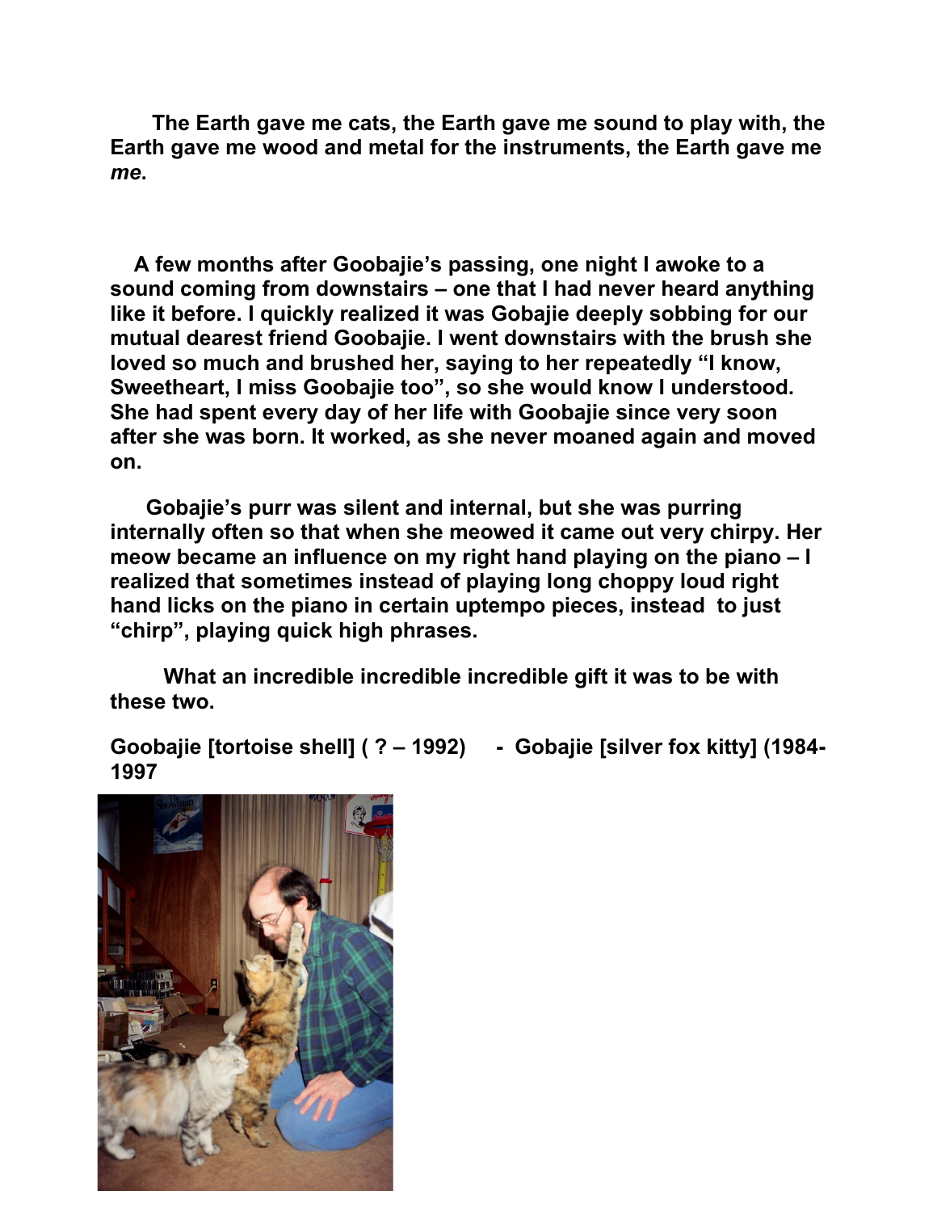**The Earth gave me cats, the Earth gave me sound to play with, the Earth gave me wood and metal for the instruments, the Earth gave me *me*.**

**A few months after Goobajie's passing, one night I awoke to a sound coming from downstairs – one that I had never heard anything like it before. I quickly realized it was Gobajie deeply sobbing for our mutual dearest friend Goobajie. I went downstairs with the brush she loved so much and brushed her, saying to her repeatedly "I know, Sweetheart, I miss Goobajie too", so she would know I understood. She had spent every day of her life with Goobajie since very soon after she was born. It worked, as she never moaned again and moved on.**

**Gobajie's purr was silent and internal, but she was purring internally often so that when she meowed it came out very chirpy. Her meow became an influence on my right hand playing on the piano – I realized that sometimes instead of playing long choppy loud right hand licks on the piano in certain uptempo pieces, instead to just "chirp", playing quick high phrases.**

**What an incredible incredible incredible gift it was to be with these two.**

**Goobajie [tortoise shell] ( ? – 1992) - Gobajie [silver fox kitty] (1984-1997**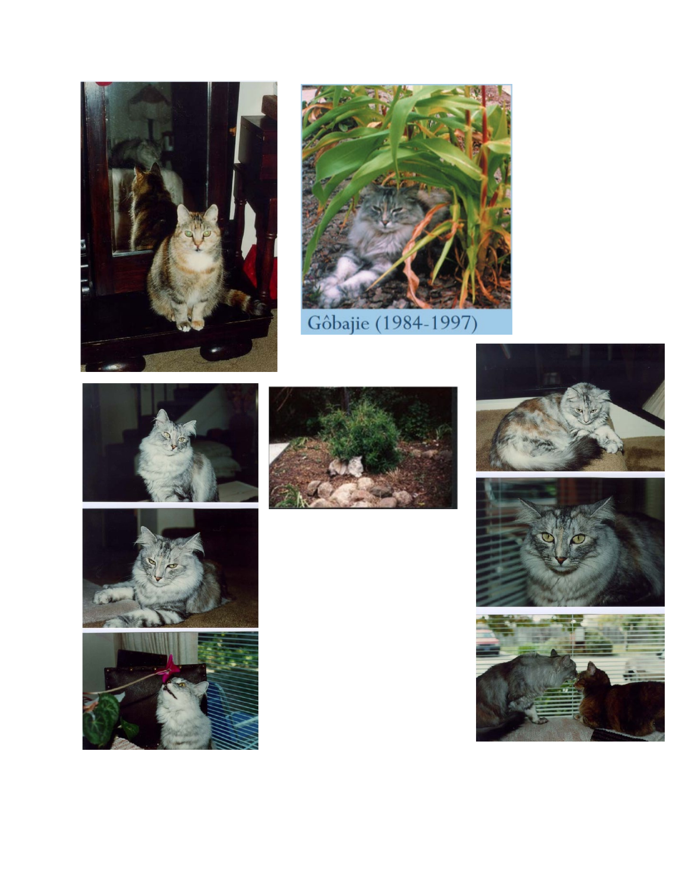Gôbajie (1984-1997)